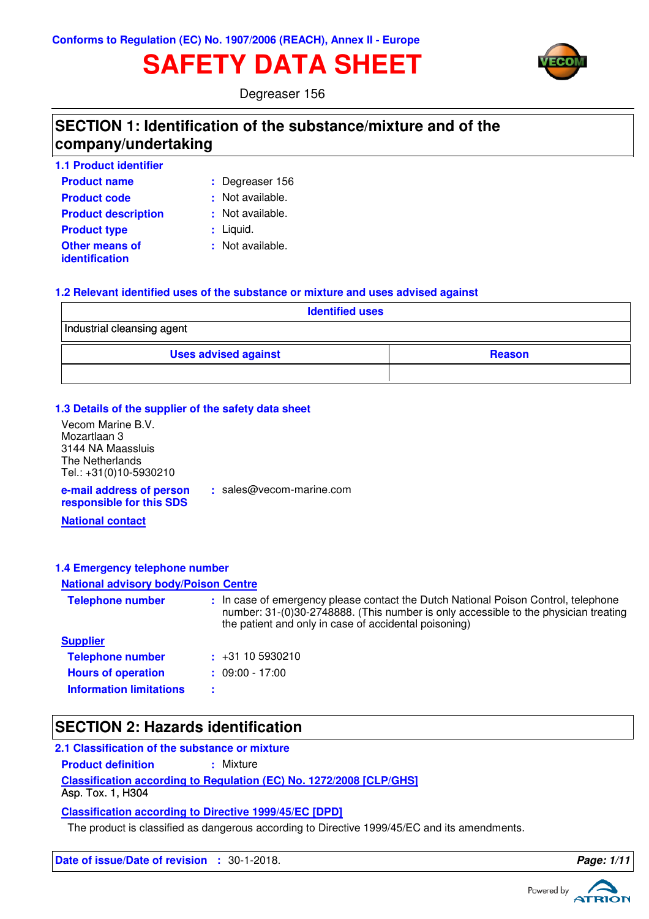Conforms to Regulation (EC) No. 1907/2006 (REACH), Annex II - Europe

# SAFETY DATA SHEET

Degreaser 156

## SECTION 1: Identification of the substance/mixture and of the company/undertaking

### 1.1 Product identifier

**Product name** : Degreaser 156

**Product code** : Not available.

**Product description** : Not available.

**Product type** : Liquid.

**Other means of identification** : Not available.

### 1.2 Relevant identified uses of the substance or mixture and uses advised against

| Identified uses |
|---|
| Industrial cleansing agent |

| Uses advised against | Reason |
|---|---|
| | |

### 1.3 Details of the supplier of the safety data sheet

Vecom Marine B.V.
Mozartlaan 3
3144 NA Maassluis
The Netherlands
Tel.: +31(0)10-5930210

**e-mail address of person responsible for this SDS** : sales@vecom-marine.com

**National contact**

### 1.4 Emergency telephone number

**National advisory body/Poison Centre**

**Telephone number** : In case of emergency please contact the Dutch National Poison Control, telephone number: 31-(0)30-2748888. (This number is only accessible to the physician treating the patient and only in case of accidental poisoning)

**Supplier**

**Telephone number** : +31 10 5930210

**Hours of operation** : 09:00 - 17:00

**Information limitations** :

## SECTION 2: Hazards identification

### 2.1 Classification of the substance or mixture

**Product definition** : Mixture

**Classification according to Regulation (EC) No. 1272/2008 [CLP/GHS]**

Asp. Tox. 1, H304

**Classification according to Directive 1999/45/EC [DPD]**

The product is classified as dangerous according to Directive 1999/45/EC and its amendments.

**Date of issue/Date of revision** : 30-1-2018.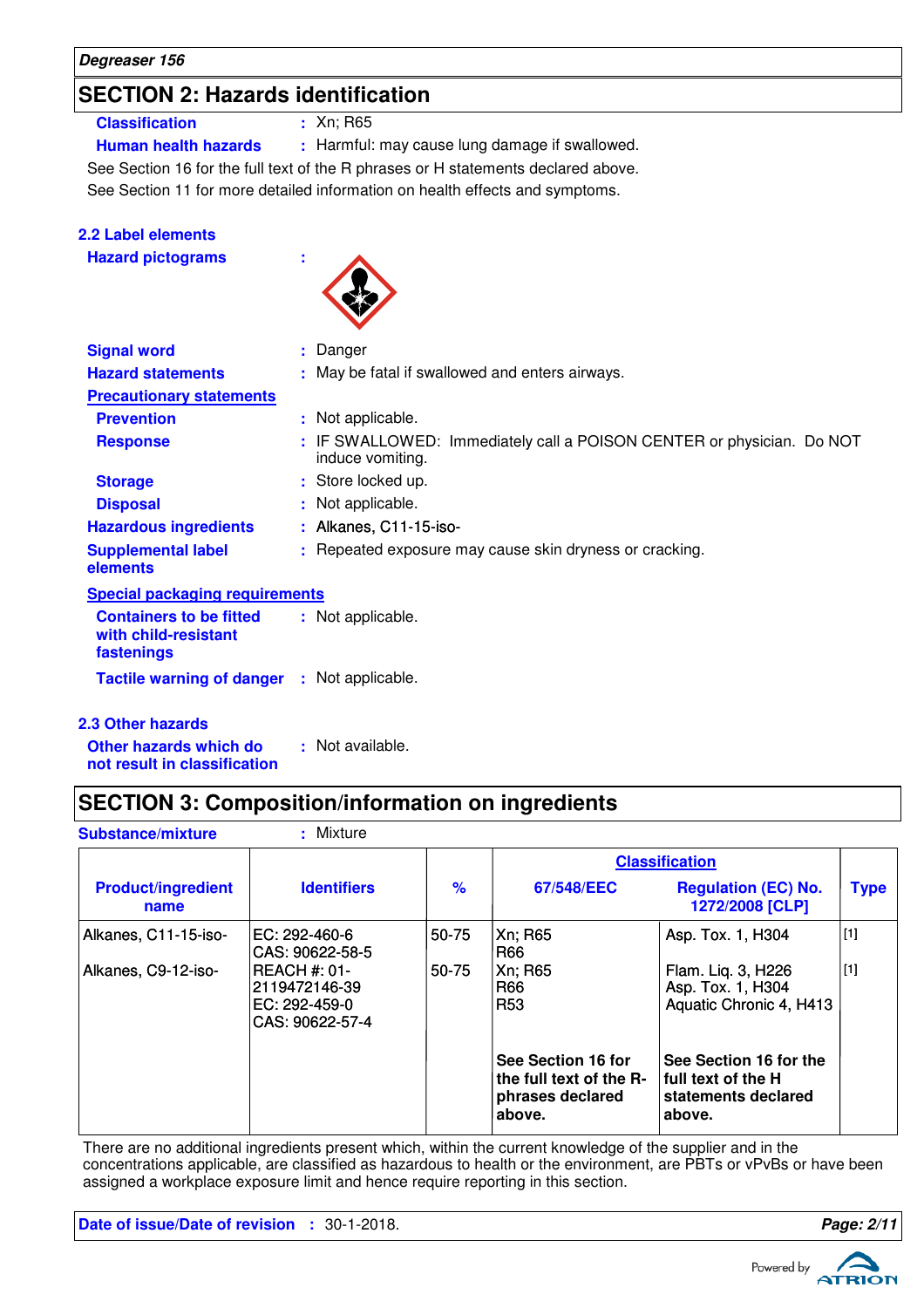## SECTION 2: Hazards identification

**Classification** : Xn; R65

**Human health hazards** : Harmful: may cause lung damage if swallowed.

See Section 16 for the full text of the R phrases or H statements declared above.

See Section 11 for more detailed information on health effects and symptoms.

### 2.2 Label elements

**Hazard pictograms** :

**Signal word** : Danger

**Hazard statements** : May be fatal if swallowed and enters airways.

**Precautionary statements**

**Prevention** : Not applicable.

**Response** : IF SWALLOWED: Immediately call a POISON CENTER or physician. Do NOT induce vomiting.

**Storage** : Store locked up.

**Disposal** : Not applicable.

**Hazardous ingredients** : Alkanes, C11-15-iso-

**Supplemental label elements** : Repeated exposure may cause skin dryness or cracking.

**Special packaging requirements**

**Containers to be fitted with child-resistant fastenings** : Not applicable.

**Tactile warning of danger** : Not applicable.

### 2.3 Other hazards

**Other hazards which do not result in classification** : Not available.

## SECTION 3: Composition/information on ingredients

**Substance/mixture** : Mixture

| Product/ingredient name | Identifiers | % | Classification | | Type |
|---|---|---|---|---|---|
| | | | 67/548/EEC | Regulation (EC) No. 1272/2008 [CLP] | |
| Alkanes, C11-15-iso- | EC: 292-460-6<br>CAS: 90622-58-5 | 50-75 | Xn; R65<br>R66 | Asp. Tox. 1, H304 | [1] |
| Alkanes, C9-12-iso- | REACH #: 01-2119472146-39<br>EC: 292-459-0<br>CAS: 90622-57-4 | 50-75 | Xn; R65<br>R66<br>R53 | Flam. Liq. 3, H226<br>Asp. Tox. 1, H304<br>Aquatic Chronic 4, H413 | [1] |
| | | | **See Section 16 for the full text of the R-phrases declared above.** | **See Section 16 for the full text of the H statements declared above.** | |

There are no additional ingredients present which, within the current knowledge of the supplier and in the concentrations applicable, are classified as hazardous to health or the environment, are PBTs or vPvBs or have been assigned a workplace exposure limit and hence require reporting in this section.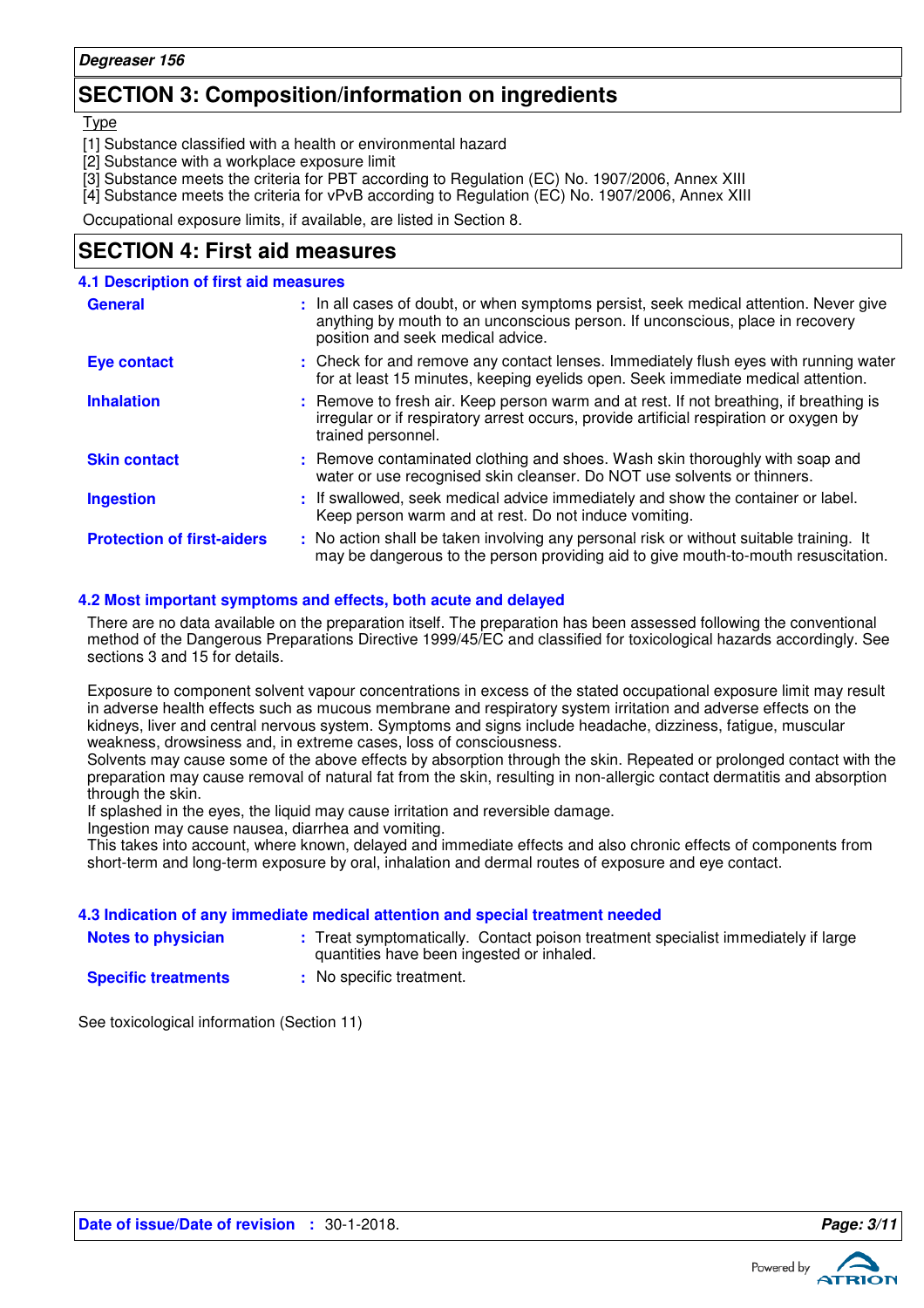## SECTION 3: Composition/information on ingredients

Type

[1] Substance classified with a health or environmental hazard
[2] Substance with a workplace exposure limit
[3] Substance meets the criteria for PBT according to Regulation (EC) No. 1907/2006, Annex XIII
[4] Substance meets the criteria for vPvB according to Regulation (EC) No. 1907/2006, Annex XIII

Occupational exposure limits, if available, are listed in Section 8.

## SECTION 4: First aid measures

### 4.1 Description of first aid measures

**General** : In all cases of doubt, or when symptoms persist, seek medical attention. Never give anything by mouth to an unconscious person. If unconscious, place in recovery position and seek medical advice.

**Eye contact** : Check for and remove any contact lenses. Immediately flush eyes with running water for at least 15 minutes, keeping eyelids open. Seek immediate medical attention.

**Inhalation** : Remove to fresh air. Keep person warm and at rest. If not breathing, if breathing is irregular or if respiratory arrest occurs, provide artificial respiration or oxygen by trained personnel.

**Skin contact** : Remove contaminated clothing and shoes. Wash skin thoroughly with soap and water or use recognised skin cleanser. Do NOT use solvents or thinners.

**Ingestion** : If swallowed, seek medical advice immediately and show the container or label. Keep person warm and at rest. Do not induce vomiting.

**Protection of first-aiders** : No action shall be taken involving any personal risk or without suitable training. It may be dangerous to the person providing aid to give mouth-to-mouth resuscitation.

### 4.2 Most important symptoms and effects, both acute and delayed

There are no data available on the preparation itself. The preparation has been assessed following the conventional method of the Dangerous Preparations Directive 1999/45/EC and classified for toxicological hazards accordingly. See sections 3 and 15 for details.

Exposure to component solvent vapour concentrations in excess of the stated occupational exposure limit may result in adverse health effects such as mucous membrane and respiratory system irritation and adverse effects on the kidneys, liver and central nervous system. Symptoms and signs include headache, dizziness, fatigue, muscular weakness, drowsiness and, in extreme cases, loss of consciousness.
Solvents may cause some of the above effects by absorption through the skin. Repeated or prolonged contact with the preparation may cause removal of natural fat from the skin, resulting in non-allergic contact dermatitis and absorption through the skin.
If splashed in the eyes, the liquid may cause irritation and reversible damage.
Ingestion may cause nausea, diarrhea and vomiting.
This takes into account, where known, delayed and immediate effects and also chronic effects of components from short-term and long-term exposure by oral, inhalation and dermal routes of exposure and eye contact.

### 4.3 Indication of any immediate medical attention and special treatment needed

**Notes to physician** : Treat symptomatically. Contact poison treatment specialist immediately if large quantities have been ingested or inhaled.

**Specific treatments** : No specific treatment.

See toxicological information (Section 11)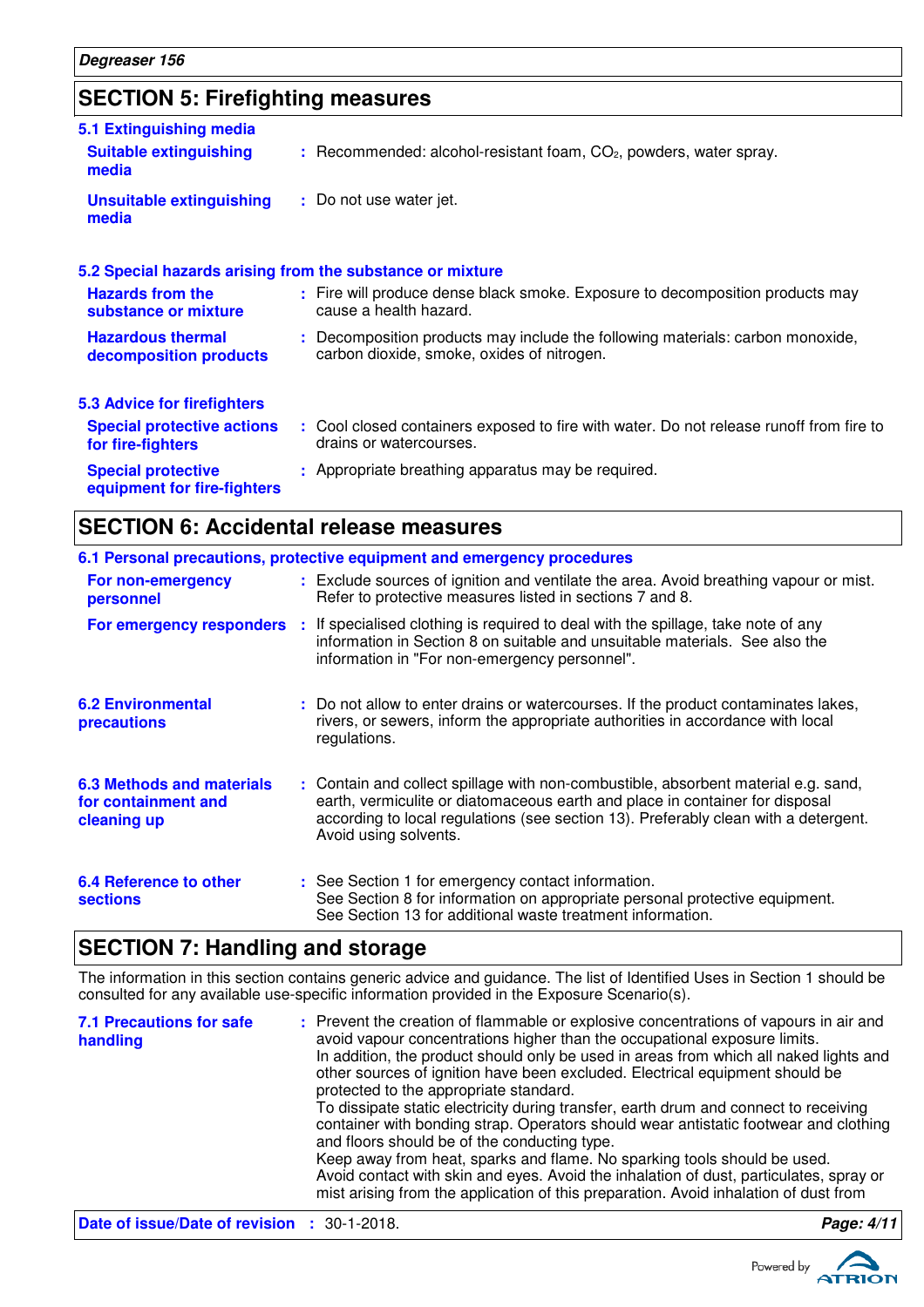## SECTION 5: Firefighting measures

### 5.1 Extinguishing media

**Suitable extinguishing media** : Recommended: alcohol-resistant foam, $CO_2$, powders, water spray.

**Unsuitable extinguishing media** : Do not use water jet.

### 5.2 Special hazards arising from the substance or mixture

**Hazards from the substance or mixture** : Fire will produce dense black smoke. Exposure to decomposition products may cause a health hazard.

**Hazardous thermal decomposition products** : Decomposition products may include the following materials: carbon monoxide, carbon dioxide, smoke, oxides of nitrogen.

### 5.3 Advice for firefighters

**Special protective actions for fire-fighters** : Cool closed containers exposed to fire with water. Do not release runoff from fire to drains or watercourses.

**Special protective equipment for fire-fighters** : Appropriate breathing apparatus may be required.

## SECTION 6: Accidental release measures

### 6.1 Personal precautions, protective equipment and emergency procedures

**For non-emergency personnel** : Exclude sources of ignition and ventilate the area. Avoid breathing vapour or mist. Refer to protective measures listed in sections 7 and 8.

**For emergency responders** : If specialised clothing is required to deal with the spillage, take note of any information in Section 8 on suitable and unsuitable materials. See also the information in "For non-emergency personnel".

**6.2 Environmental precautions** : Do not allow to enter drains or watercourses. If the product contaminates lakes, rivers, or sewers, inform the appropriate authorities in accordance with local regulations.

**6.3 Methods and materials for containment and cleaning up** : Contain and collect spillage with non-combustible, absorbent material e.g. sand, earth, vermiculite or diatomaceous earth and place in container for disposal according to local regulations (see section 13). Preferably clean with a detergent. Avoid using solvents.

**6.4 Reference to other sections** : See Section 1 for emergency contact information.
See Section 8 for information on appropriate personal protective equipment.
See Section 13 for additional waste treatment information.

## SECTION 7: Handling and storage

The information in this section contains generic advice and guidance. The list of Identified Uses in Section 1 should be consulted for any available use-specific information provided in the Exposure Scenario(s).

**7.1 Precautions for safe handling** : Prevent the creation of flammable or explosive concentrations of vapours in air and avoid vapour concentrations higher than the occupational exposure limits.
In addition, the product should only be used in areas from which all naked lights and other sources of ignition have been excluded. Electrical equipment should be protected to the appropriate standard.
To dissipate static electricity during transfer, earth drum and connect to receiving container with bonding strap. Operators should wear antistatic footwear and clothing and floors should be of the conducting type.
Keep away from heat, sparks and flame. No sparking tools should be used.
Avoid contact with skin and eyes. Avoid the inhalation of dust, particulates, spray or mist arising from the application of this preparation. Avoid inhalation of dust from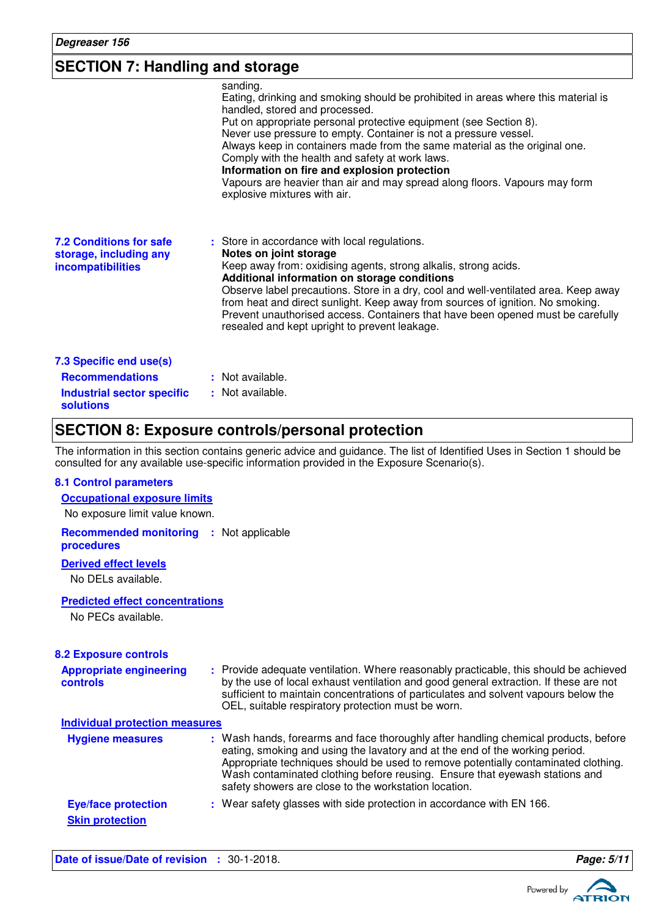## SECTION 7: Handling and storage

sanding.
Eating, drinking and smoking should be prohibited in areas where this material is handled, stored and processed.
Put on appropriate personal protective equipment (see Section 8).
Never use pressure to empty. Container is not a pressure vessel.
Always keep in containers made from the same material as the original one.
Comply with the health and safety at work laws.

**Information on fire and explosion protection**

Vapours are heavier than air and may spread along floors. Vapours may form explosive mixtures with air.

### 7.2 Conditions for safe storage, including any incompatibilities

: Store in accordance with local regulations.

**Notes on joint storage**

Keep away from: oxidising agents, strong alkalis, strong acids.

**Additional information on storage conditions**

Observe label precautions. Store in a dry, cool and well-ventilated area. Keep away from heat and direct sunlight. Keep away from sources of ignition. No smoking. Prevent unauthorised access. Containers that have been opened must be carefully resealed and kept upright to prevent leakage.

### 7.3 Specific end use(s)

**Recommendations** : Not available.

**Industrial sector specific solutions** : Not available.

## SECTION 8: Exposure controls/personal protection

The information in this section contains generic advice and guidance. The list of Identified Uses in Section 1 should be consulted for any available use-specific information provided in the Exposure Scenario(s).

### 8.1 Control parameters

**Occupational exposure limits**

No exposure limit value known.

**Recommended monitoring procedures** : Not applicable

**Derived effect levels**

No DELs available.

**Predicted effect concentrations**

No PECs available.

### 8.2 Exposure controls

**Appropriate engineering controls** : Provide adequate ventilation. Where reasonably practicable, this should be achieved by the use of local exhaust ventilation and good general extraction. If these are not sufficient to maintain concentrations of particulates and solvent vapours below the OEL, suitable respiratory protection must be worn.

**Individual protection measures**

**Hygiene measures** : Wash hands, forearms and face thoroughly after handling chemical products, before eating, smoking and using the lavatory and at the end of the working period. Appropriate techniques should be used to remove potentially contaminated clothing. Wash contaminated clothing before reusing. Ensure that eyewash stations and safety showers are close to the workstation location.

**Eye/face protection** : Wear safety glasses with side protection in accordance with EN 166.

**Skin protection**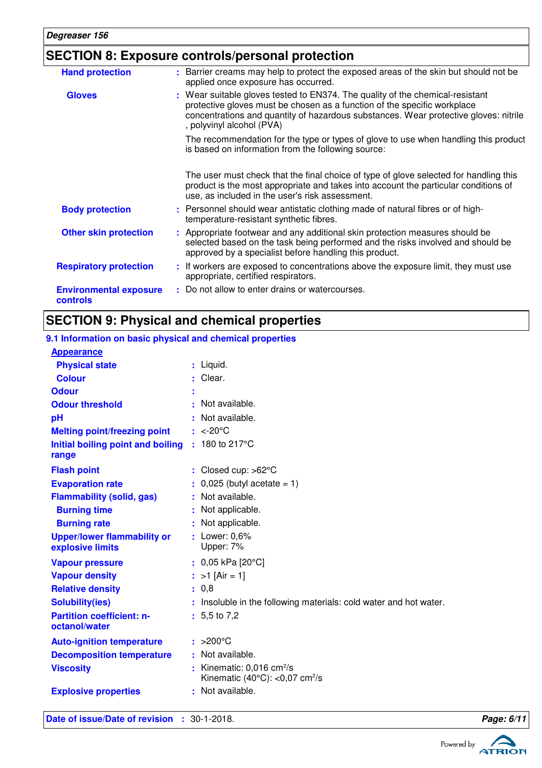## SECTION 8: Exposure controls/personal protection

| | |
|---|---|
| **Hand protection** | : Barrier creams may help to protect the exposed areas of the skin but should not be applied once exposure has occurred. |
| **Gloves** | : Wear suitable gloves tested to EN374. The quality of the chemical-resistant protective gloves must be chosen as a function of the specific workplace concentrations and quantity of hazardous substances. Wear protective gloves: nitrile , polyvinyl alcohol (PVA)<br><br>The recommendation for the type or types of glove to use when handling this product is based on information from the following source:<br><br>The user must check that the final choice of type of glove selected for handling this product is the most appropriate and takes into account the particular conditions of use, as included in the user's risk assessment. |
| **Body protection** | : Personnel should wear antistatic clothing made of natural fibres or of high-temperature-resistant synthetic fibres. |
| **Other skin protection** | : Appropriate footwear and any additional skin protection measures should be selected based on the task being performed and the risks involved and should be approved by a specialist before handling this product. |
| **Respiratory protection** | : If workers are exposed to concentrations above the exposure limit, they must use appropriate, certified respirators. |
| **Environmental exposure controls** | : Do not allow to enter drains or watercourses. |

## SECTION 9: Physical and chemical properties

### 9.1 Information on basic physical and chemical properties

**Appearance**

| | |
|---|---|
| **Physical state** | : Liquid. |
| **Colour** | : Clear. |
| **Odour** | : |
| **Odour threshold** | : Not available. |
| **pH** | : Not available. |
| **Melting point/freezing point** | : <-20°C |
| **Initial boiling point and boiling range** | : 180 to 217°C |
| **Flash point** | : Closed cup: >62°C |
| **Evaporation rate** | : 0,025 (butyl acetate = 1) |
| **Flammability (solid, gas)** | : Not available. |
| **Burning time** | : Not applicable. |
| **Burning rate** | : Not applicable. |
| **Upper/lower flammability or explosive limits** | : Lower: 0,6%<br>Upper: 7% |
| **Vapour pressure** | : 0,05 kPa [20°C] |
| **Vapour density** | : >1 [Air = 1] |
| **Relative density** | : 0,8 |
| **Solubility(ies)** | : Insoluble in the following materials: cold water and hot water. |
| **Partition coefficient: n-octanol/water** | : 5,5 to 7,2 |
| **Auto-ignition temperature** | : >200°C |
| **Decomposition temperature** | : Not available. |
| **Viscosity** | : Kinematic: 0,016 $cm^2/s$<br>Kinematic (40°C): <0,07 $cm^2/s$ |
| **Explosive properties** | : Not available. |

**Date of issue/Date of revision** : 30-1-2018.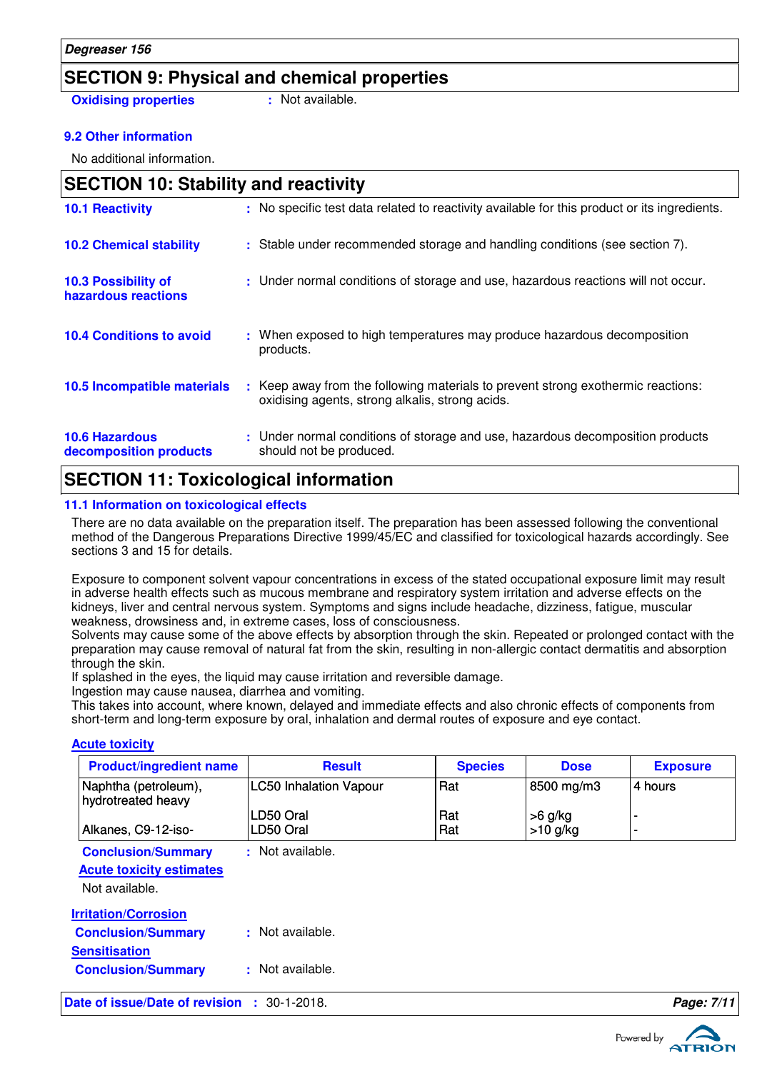## SECTION 9: Physical and chemical properties

**Oxidising properties** : Not available.

### 9.2 Other information

No additional information.

## SECTION 10: Stability and reactivity

**10.1 Reactivity** : No specific test data related to reactivity available for this product or its ingredients.

**10.2 Chemical stability** : Stable under recommended storage and handling conditions (see section 7).

**10.3 Possibility of hazardous reactions** : Under normal conditions of storage and use, hazardous reactions will not occur.

**10.4 Conditions to avoid** : When exposed to high temperatures may produce hazardous decomposition products.

**10.5 Incompatible materials** : Keep away from the following materials to prevent strong exothermic reactions: oxidising agents, strong alkalis, strong acids.

**10.6 Hazardous decomposition products** : Under normal conditions of storage and use, hazardous decomposition products should not be produced.

## SECTION 11: Toxicological information

### 11.1 Information on toxicological effects

There are no data available on the preparation itself. The preparation has been assessed following the conventional method of the Dangerous Preparations Directive 1999/45/EC and classified for toxicological hazards accordingly. See sections 3 and 15 for details.

Exposure to component solvent vapour concentrations in excess of the stated occupational exposure limit may result in adverse health effects such as mucous membrane and respiratory system irritation and adverse effects on the kidneys, liver and central nervous system. Symptoms and signs include headache, dizziness, fatigue, muscular weakness, drowsiness and, in extreme cases, loss of consciousness.
Solvents may cause some of the above effects by absorption through the skin. Repeated or prolonged contact with the preparation may cause removal of natural fat from the skin, resulting in non-allergic contact dermatitis and absorption through the skin.
If splashed in the eyes, the liquid may cause irritation and reversible damage.
Ingestion may cause nausea, diarrhea and vomiting.
This takes into account, where known, delayed and immediate effects and also chronic effects of components from short-term and long-term exposure by oral, inhalation and dermal routes of exposure and eye contact.

**Acute toxicity**

| Product/ingredient name | Result | Species | Dose | Exposure |
|---|---|---|---|---|
| Naphtha (petroleum), hydrotreated heavy | LC50 Inhalation Vapour | Rat | 8500 mg/m3 | 4 hours |
| | LD50 Oral | Rat | >6 g/kg | - |
| Alkanes, C9-12-iso- | LD50 Oral | Rat | >10 g/kg | - |

**Conclusion/Summary** : Not available.

**Acute toxicity estimates**

Not available.

**Irritation/Corrosion**

**Conclusion/Summary** : Not available.

**Sensitisation**

**Conclusion/Summary** : Not available.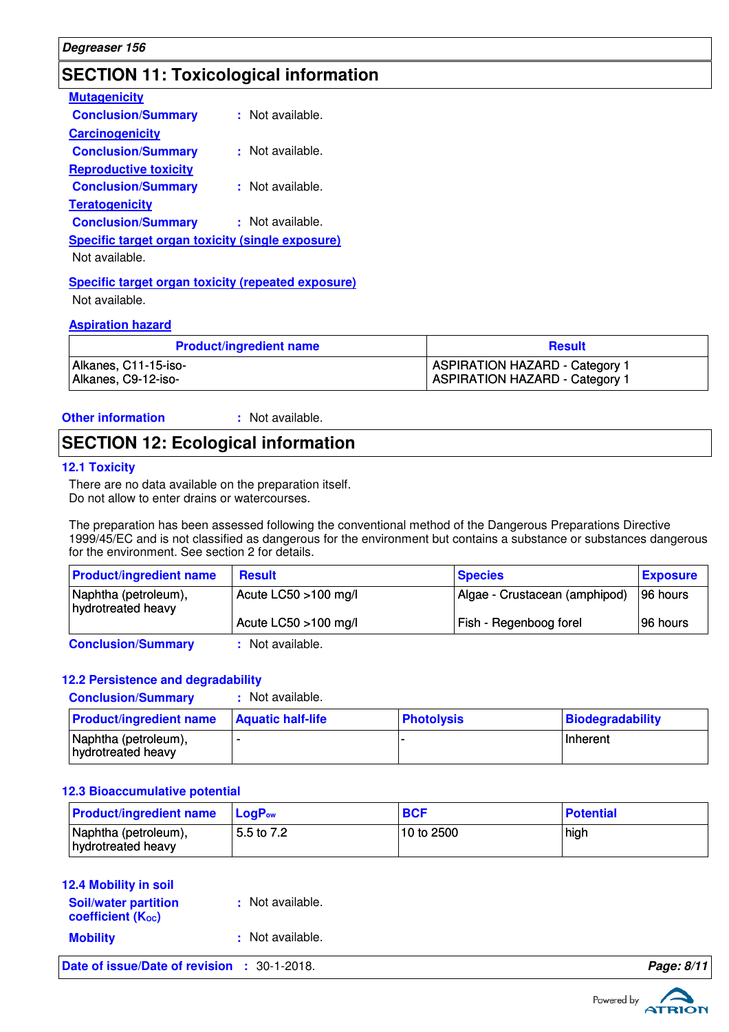## SECTION 11: Toxicological information

**Mutagenicity**

**Conclusion/Summary** : Not available.

**Carcinogenicity**

**Conclusion/Summary** : Not available.

**Reproductive toxicity**

**Conclusion/Summary** : Not available.

**Teratogenicity**

**Conclusion/Summary** : Not available.

**Specific target organ toxicity (single exposure)**

Not available.

**Specific target organ toxicity (repeated exposure)**

Not available.

**Aspiration hazard**

| Product/ingredient name | Result |
|---|---|
| Alkanes, C11-15-iso-<br>Alkanes, C9-12-iso- | ASPIRATION HAZARD - Category 1<br>ASPIRATION HAZARD - Category 1 |

**Other information** : Not available.

## SECTION 12: Ecological information

### 12.1 Toxicity

There are no data available on the preparation itself.
Do not allow to enter drains or watercourses.

The preparation has been assessed following the conventional method of the Dangerous Preparations Directive 1999/45/EC and is not classified as dangerous for the environment but contains a substance or substances dangerous for the environment. See section 2 for details.

| Product/ingredient name | Result | Species | Exposure |
|---|---|---|---|
| Naphtha (petroleum), hydrotreated heavy | Acute LC50 >100 mg/l | Algae - Crustacean (amphipod) | 96 hours |
| | Acute LC50 >100 mg/l | Fish - Regenboog forel | 96 hours |

**Conclusion/Summary** : Not available.

### 12.2 Persistence and degradability

**Conclusion/Summary** : Not available.

| Product/ingredient name | Aquatic half-life | Photolysis | Biodegradability |
|---|---|---|---|
| Naphtha (petroleum), hydrotreated heavy | - | - | Inherent |

### 12.3 Bioaccumulative potential

| Product/ingredient name | $LogP_{ow}$ | BCF | Potential |
|---|---|---|---|
| Naphtha (petroleum), hydrotreated heavy | 5.5 to 7.2 | 10 to 2500 | high |

### 12.4 Mobility in soil

**Soil/water partition coefficient ($K_{OC}$)** : Not available.

**Mobility** : Not available.

**Date of issue/Date of revision** : 30-1-2018.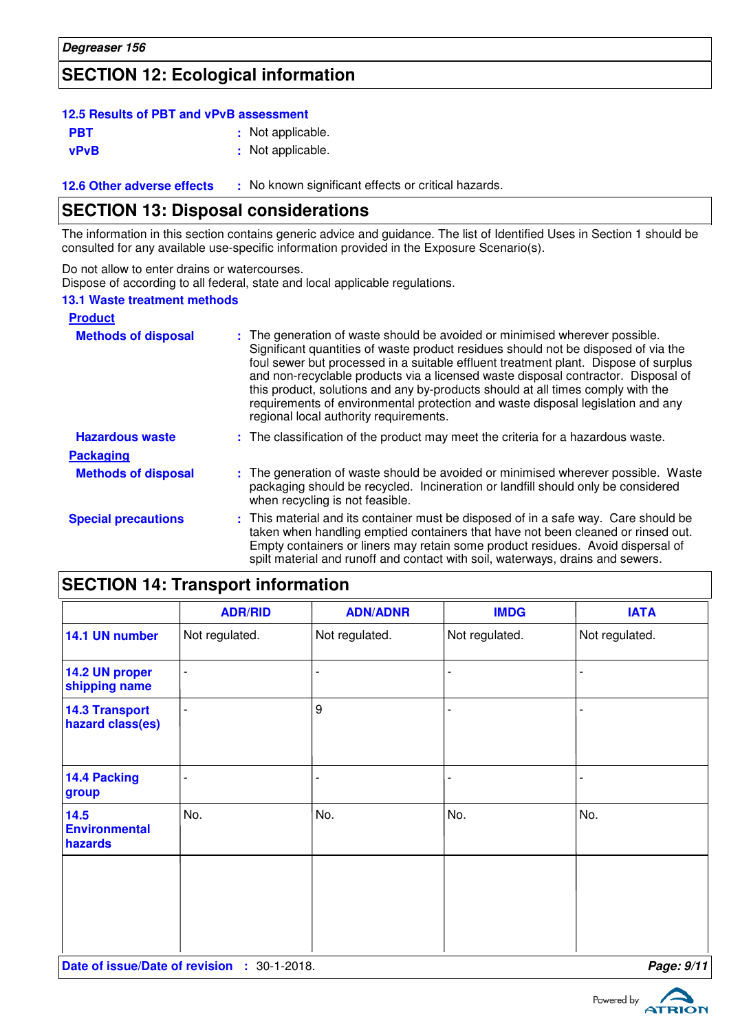## SECTION 12: Ecological information

### 12.5 Results of PBT and vPvB assessment

**PBT** : Not applicable.

**vPvB** : Not applicable.

**12.6 Other adverse effects** : No known significant effects or critical hazards.

## SECTION 13: Disposal considerations

The information in this section contains generic advice and guidance. The list of Identified Uses in Section 1 should be consulted for any available use-specific information provided in the Exposure Scenario(s).

Do not allow to enter drains or watercourses.
Dispose of according to all federal, state and local applicable regulations.

### 13.1 Waste treatment methods

**Product**

**Methods of disposal** : The generation of waste should be avoided or minimised wherever possible. Significant quantities of waste product residues should not be disposed of via the foul sewer but processed in a suitable effluent treatment plant. Dispose of surplus and non-recyclable products via a licensed waste disposal contractor. Disposal of this product, solutions and any by-products should at all times comply with the requirements of environmental protection and waste disposal legislation and any regional local authority requirements.

**Hazardous waste** : The classification of the product may meet the criteria for a hazardous waste.

**Packaging**

**Methods of disposal** : The generation of waste should be avoided or minimised wherever possible. Waste packaging should be recycled. Incineration or landfill should only be considered when recycling is not feasible.

**Special precautions** : This material and its container must be disposed of in a safe way. Care should be taken when handling emptied containers that have not been cleaned or rinsed out. Empty containers or liners may retain some product residues. Avoid dispersal of spilt material and runoff and contact with soil, waterways, drains and sewers.

## SECTION 14: Transport information

| | ADR/RID | ADN/ADNR | IMDG | IATA |
|---|---|---|---|---|
| 14.1 UN number | Not regulated. | Not regulated. | Not regulated. | Not regulated. |
| 14.2 UN proper shipping name | - | - | - | - |
| 14.3 Transport hazard class(es) | - | 9 | - | - |
| 14.4 Packing group | - | - | - | - |
| 14.5 Environmental hazards | No. | No. | No. | No. |
| | | | | |

**Date of issue/Date of revision** : 30-1-2018.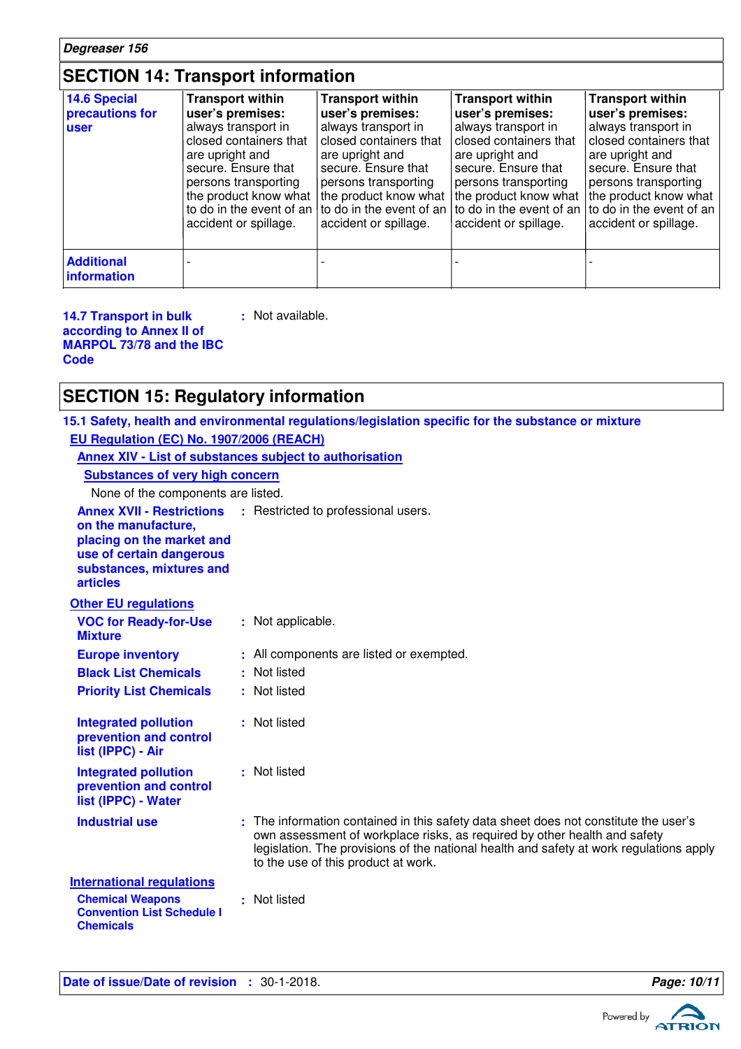## SECTION 14: Transport information

| | | | | |
|---|---|---|---|---|
| **14.6 Special precautions for user** | **Transport within user's premises:** always transport in closed containers that are upright and secure. Ensure that persons transporting the product know what to do in the event of an accident or spillage. | **Transport within user's premises:** always transport in closed containers that are upright and secure. Ensure that persons transporting the product know what to do in the event of an accident or spillage. | **Transport within user's premises:** always transport in closed containers that are upright and secure. Ensure that persons transporting the product know what to do in the event of an accident or spillage. | **Transport within user's premises:** always transport in closed containers that are upright and secure. Ensure that persons transporting the product know what to do in the event of an accident or spillage. |
| **Additional information** | - | - | - | - |

**14.7 Transport in bulk according to Annex II of MARPOL 73/78 and the IBC Code** : Not available.

## SECTION 15: Regulatory information

**15.1 Safety, health and environmental regulations/legislation specific for the substance or mixture**

**EU Regulation (EC) No. 1907/2006 (REACH)**

**Annex XIV - List of substances subject to authorisation**

**Substances of very high concern**

None of the components are listed.

**Annex XVII - Restrictions on the manufacture, placing on the market and use of certain dangerous substances, mixtures and articles** : Restricted to professional users.

**Other EU regulations**

**VOC for Ready-for-Use Mixture** : Not applicable.

**Europe inventory** : All components are listed or exempted.

**Black List Chemicals** : Not listed

**Priority List Chemicals** : Not listed

**Integrated pollution prevention and control list (IPPC) - Air** : Not listed

**Integrated pollution prevention and control list (IPPC) - Water** : Not listed

**Industrial use** : The information contained in this safety data sheet does not constitute the user's own assessment of workplace risks, as required by other health and safety legislation. The provisions of the national health and safety at work regulations apply to the use of this product at work.

**International regulations**

**Chemical Weapons Convention List Schedule I Chemicals** : Not listed

**Date of issue/Date of revision** : 30-1-2018.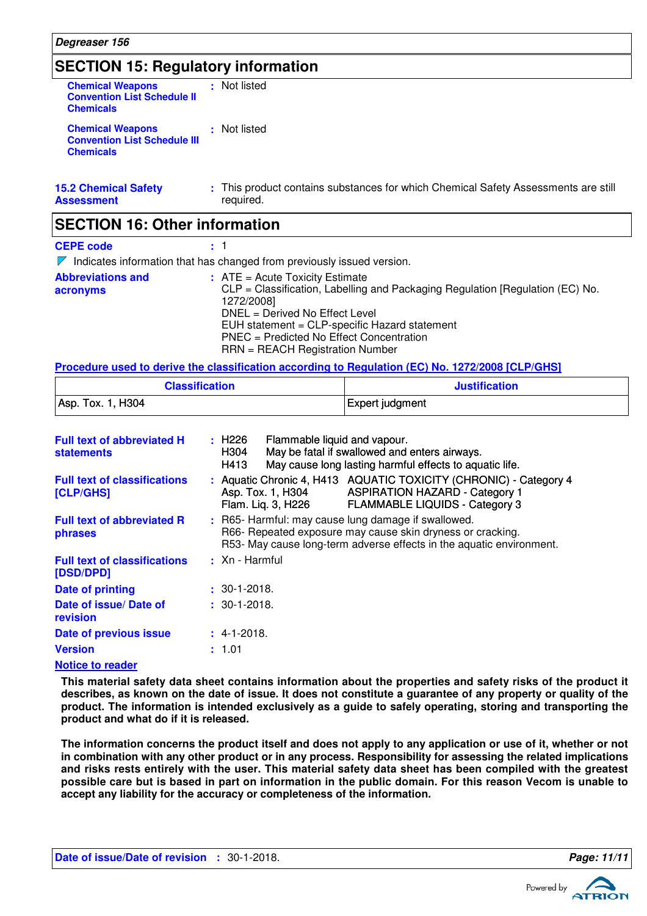## SECTION 15: Regulatory information

**Chemical Weapons Convention List Schedule II Chemicals** : Not listed

**Chemical Weapons Convention List Schedule III Chemicals** : Not listed

**15.2 Chemical Safety Assessment** : This product contains substances for which Chemical Safety Assessments are still required.

## SECTION 16: Other information

**CEPE code** : 1

Indicates information that has changed from previously issued version.

**Abbreviations and acronyms** : ATE = Acute Toxicity Estimate
CLP = Classification, Labelling and Packaging Regulation [Regulation (EC) No. 1272/2008]
DNEL = Derived No Effect Level
EUH statement = CLP-specific Hazard statement
PNEC = Predicted No Effect Concentration
RRN = REACH Registration Number

**Procedure used to derive the classification according to Regulation (EC) No. 1272/2008 [CLP/GHS]**

| Classification | Justification |
|---|---|
| Asp. Tox. 1, H304 | Expert judgment |

**Full text of abbreviated H statements** :
- H226 Flammable liquid and vapour.
- H304 May be fatal if swallowed and enters airways.
- H413 May cause long lasting harmful effects to aquatic life.

**Full text of classifications [CLP/GHS]** :
- Aquatic Chronic 4, H413 AQUATIC TOXICITY (CHRONIC) - Category 4
- Asp. Tox. 1, H304 ASPIRATION HAZARD - Category 1
- Flam. Liq. 3, H226 FLAMMABLE LIQUIDS - Category 3

**Full text of abbreviated R phrases** :
- R65- Harmful: may cause lung damage if swallowed.
- R66- Repeated exposure may cause skin dryness or cracking.
- R53- May cause long-term adverse effects in the aquatic environment.

**Full text of classifications [DSD/DPD]** : Xn - Harmful

**Date of printing** : 30-1-2018.

**Date of issue/ Date of revision** : 30-1-2018.

**Date of previous issue** : 4-1-2018.

**Version** : 1.01

**Notice to reader**

**This material safety data sheet contains information about the properties and safety risks of the product it describes, as known on the date of issue. It does not constitute a guarantee of any property or quality of the product. The information is intended exclusively as a guide to safely operating, storing and transporting the product and what do if it is released.**

**The information concerns the product itself and does not apply to any application or use of it, whether or not in combination with any other product or in any process. Responsibility for assessing the related implications and risks rests entirely with the user. This material safety data sheet has been compiled with the greatest possible care but is based in part on information in the public domain. For this reason Vecom is unable to accept any liability for the accuracy or completeness of the information.**